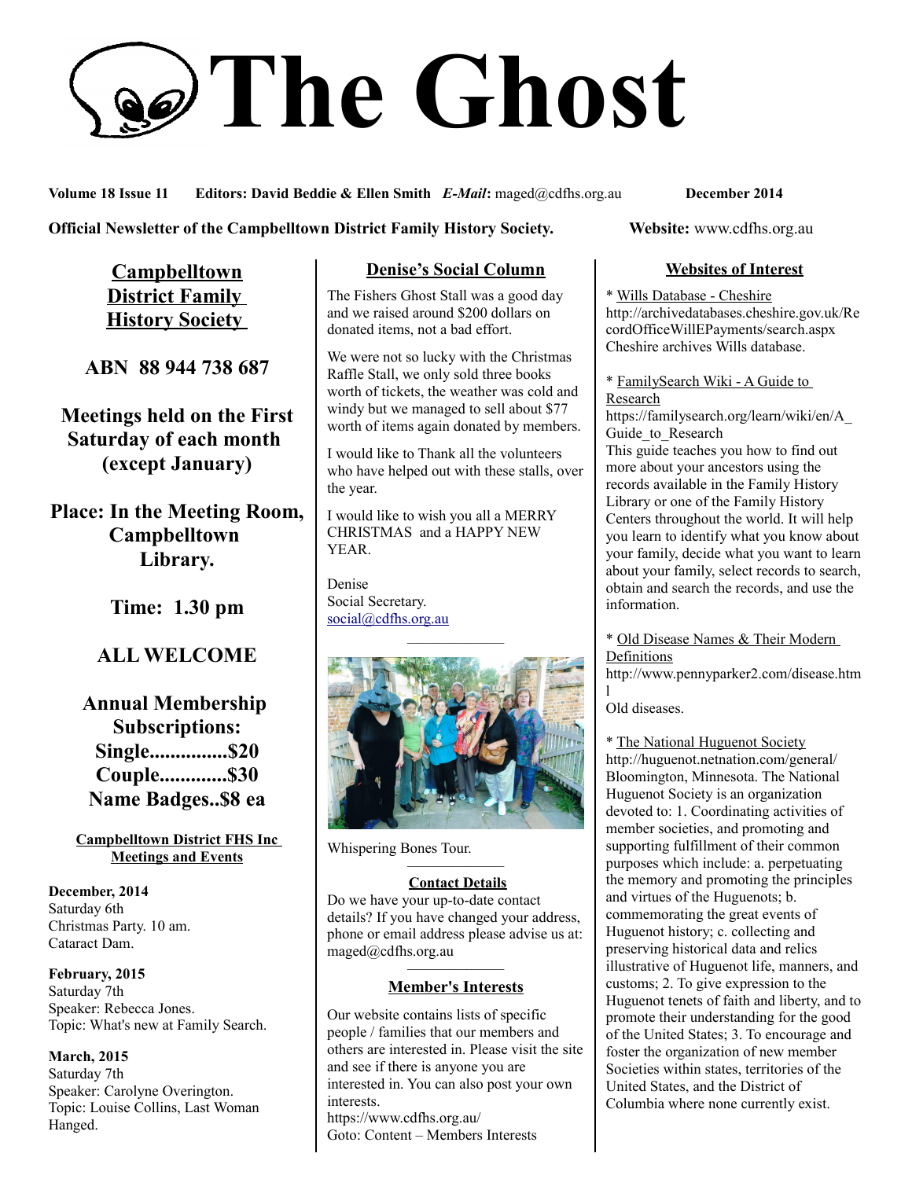# The Ghost

**Volume 18 Issue 11** **Editors: David Beddie & Ellen Smith** ***E-Mail*:** maged@cdfhs.org.au **December 2014**

**Official Newsletter of the Campbelltown District Family History Society.** **Website:** www.cdfhs.org.au

## Campbelltown District Family History Society

**ABN 88 944 738 687**

**Meetings held on the First Saturday of each month (except January)**

**Place: In the Meeting Room, Campbelltown Library.**

**Time: 1.30 pm**

**ALL WELCOME**

**Annual Membership Subscriptions:**
**Single...............$20**
**Couple.............$30**
**Name Badges..$8 ea**

### Campbelltown District FHS Inc Meetings and Events

**December, 2014**
Saturday 6th
Christmas Party. 10 am.
Cataract Dam.

**February, 2015**
Saturday 7th
Speaker: Rebecca Jones.
Topic: What's new at Family Search.

**March, 2015**
Saturday 7th
Speaker: Carolyne Overington.
Topic: Louise Collins, Last Woman Hanged.

## Denise's Social Column

The Fishers Ghost Stall was a good day and we raised around $200 dollars on donated items, not a bad effort.

We were not so lucky with the Christmas Raffle Stall, we only sold three books worth of tickets, the weather was cold and windy but we managed to sell about $77 worth of items again donated by members.

I would like to Thank all the volunteers who have helped out with these stalls, over the year.

I would like to wish you all a MERRY CHRISTMAS and a HAPPY NEW YEAR.

Denise
Social Secretary.
social@cdfhs.org.au

Whispering Bones Tour.

### Contact Details

Do we have your up-to-date contact details? If you have changed your address, phone or email address please advise us at: maged@cdfhs.org.au

### Member's Interests

Our website contains lists of specific people / families that our members and others are interested in. Please visit the site and see if there is anyone you are interested in. You can also post your own interests.
https://www.cdfhs.org.au/
Goto: Content – Members Interests

## Websites of Interest

* Wills Database - Cheshire
http://archivedatabases.cheshire.gov.uk/RecordOfficeWillEPayments/search.aspx
Cheshire archives Wills database.

* FamilySearch Wiki - A Guide to Research
https://familysearch.org/learn/wiki/en/A_Guide_to_Research
This guide teaches you how to find out more about your ancestors using the records available in the Family History Library or one of the Family History Centers throughout the world. It will help you learn to identify what you know about your family, decide what you want to learn about your family, select records to search, obtain and search the records, and use the information.

* Old Disease Names & Their Modern Definitions
http://www.pennyparker2.com/disease.html
Old diseases.

* The National Huguenot Society
http://huguenot.netnation.com/general/
Bloomington, Minnesota. The National Huguenot Society is an organization devoted to: 1. Coordinating activities of member societies, and promoting and supporting fulfillment of their common purposes which include: a. perpetuating the memory and promoting the principles and virtues of the Huguenots; b. commemorating the great events of Huguenot history; c. collecting and preserving historical data and relics illustrative of Huguenot life, manners, and customs; 2. To give expression to the Huguenot tenets of faith and liberty, and to promote their understanding for the good of the United States; 3. To encourage and foster the organization of new member Societies within states, territories of the United States, and the District of Columbia where none currently exist.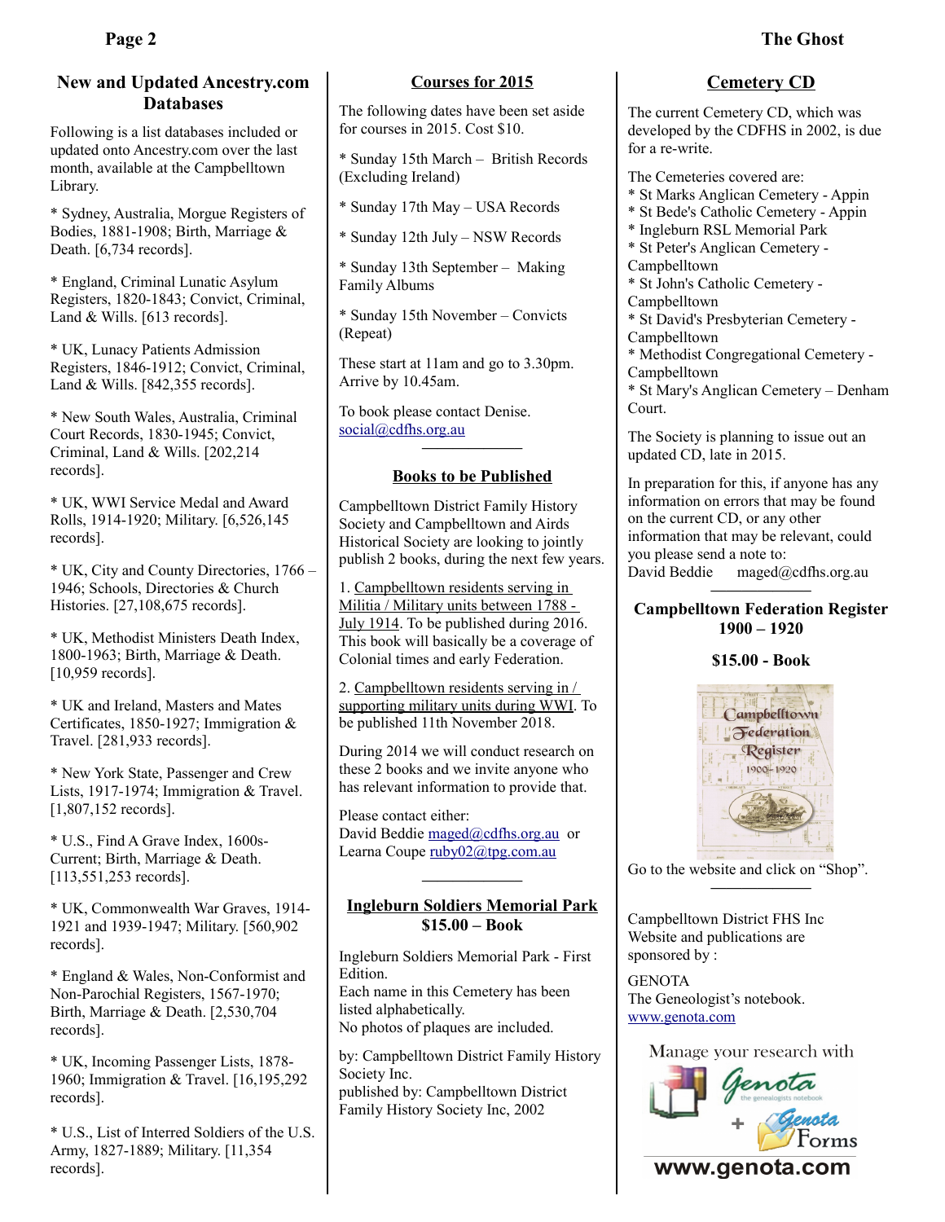## New and Updated Ancestry.com Databases

Following is a list databases included or updated onto Ancestry.com over the last month, available at the Campbelltown Library.

* Sydney, Australia, Morgue Registers of Bodies, 1881-1908; Birth, Marriage & Death. [6,734 records].

* England, Criminal Lunatic Asylum Registers, 1820-1843; Convict, Criminal, Land & Wills. [613 records].

* UK, Lunacy Patients Admission Registers, 1846-1912; Convict, Criminal, Land & Wills. [842,355 records].

* New South Wales, Australia, Criminal Court Records, 1830-1945; Convict, Criminal, Land & Wills. [202,214 records].

* UK, WWI Service Medal and Award Rolls, 1914-1920; Military. [6,526,145 records].

* UK, City and County Directories, 1766 – 1946; Schools, Directories & Church Histories. [27,108,675 records].

* UK, Methodist Ministers Death Index, 1800-1963; Birth, Marriage & Death. [10,959 records].

* UK and Ireland, Masters and Mates Certificates, 1850-1927; Immigration & Travel. [281,933 records].

* New York State, Passenger and Crew Lists, 1917-1974; Immigration & Travel. [1,807,152 records].

* U.S., Find A Grave Index, 1600s-Current; Birth, Marriage & Death. [113,551,253 records].

* UK, Commonwealth War Graves, 1914-1921 and 1939-1947; Military. [560,902 records].

* England & Wales, Non-Conformist and Non-Parochial Registers, 1567-1970; Birth, Marriage & Death. [2,530,704 records].

* UK, Incoming Passenger Lists, 1878-1960; Immigration & Travel. [16,195,292 records].

* U.S., List of Interred Soldiers of the U.S. Army, 1827-1889; Military. [11,354 records].

## Courses for 2015

The following dates have been set aside for courses in 2015. Cost $10.

* Sunday 15th March – British Records (Excluding Ireland)

* Sunday 17th May – USA Records

* Sunday 12th July – NSW Records

* Sunday 13th September – Making Family Albums

* Sunday 15th November – Convicts (Repeat)

These start at 11am and go to 3.30pm. Arrive by 10.45am.

To book please contact Denise.
social@cdfhs.org.au

## Books to be Published

Campbelltown District Family History Society and Campbelltown and Airds Historical Society are looking to jointly publish 2 books, during the next few years.

1. Campbelltown residents serving in Militia / Military units between 1788 - July 1914. To be published during 2016. This book will basically be a coverage of Colonial times and early Federation.

2. Campbelltown residents serving in / supporting military units during WWI. To be published 11th November 2018.

During 2014 we will conduct research on these 2 books and we invite anyone who has relevant information to provide that.

Please contact either:
David Beddie maged@cdfhs.org.au or
Learna Coupe ruby02@tpg.com.au

## Ingleburn Soldiers Memorial Park
**$15.00 – Book**

Ingleburn Soldiers Memorial Park - First Edition.
Each name in this Cemetery has been listed alphabetically.
No photos of plaques are included.

by: Campbelltown District Family History Society Inc.
published by: Campbelltown District Family History Society Inc, 2002

## Cemetery CD

The current Cemetery CD, which was developed by the CDFHS in 2002, is due for a re-write.

The Cemeteries covered are:
* St Marks Anglican Cemetery - Appin
* St Bede's Catholic Cemetery - Appin
* Ingleburn RSL Memorial Park
* St Peter's Anglican Cemetery - Campbelltown
* St John's Catholic Cemetery - Campbelltown
* St David's Presbyterian Cemetery - Campbelltown
* Methodist Congregational Cemetery - Campbelltown
* St Mary's Anglican Cemetery – Denham Court.

The Society is planning to issue out an updated CD, late in 2015.

In preparation for this, if anyone has any information on errors that may be found on the current CD, or any other information that may be relevant, could you please send a note to:
David Beddie maged@cdfhs.org.au

## Campbelltown Federation Register 1900 – 1920

**$15.00 - Book**

Campbelltown Federation Register 1900 - 1920

Go to the website and click on "Shop".

Campbelltown District FHS Inc Website and publications are sponsored by :

GENOTA
The Geneologist's notebook.
www.genota.com

Manage your research with Genota the genealogists notebook + Genota Forms
www.genota.com